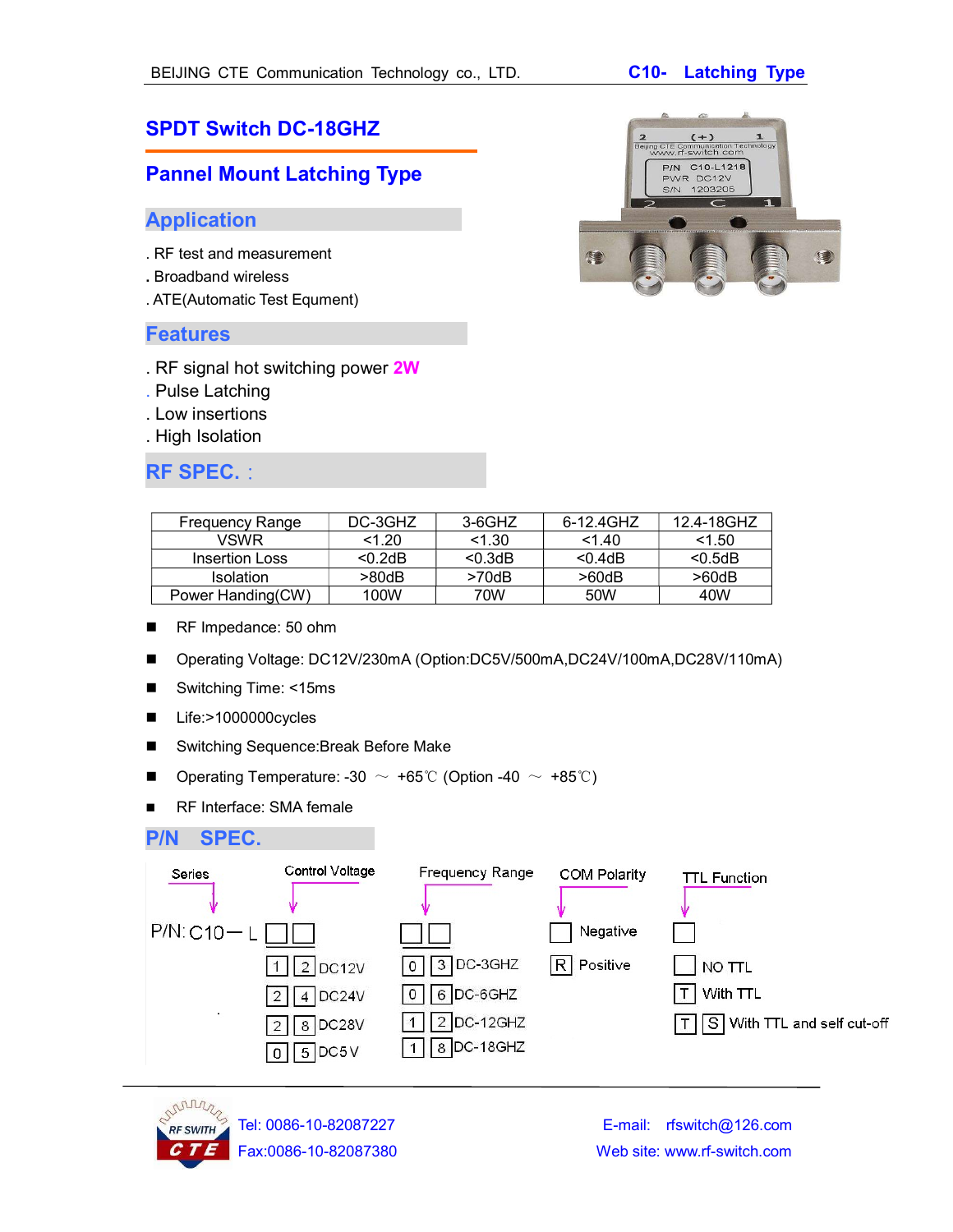# SPDT Switch DC-18GHZ

## Pannel Mount Latching Type

## Application

. RF test and measurement
. Broadband wireless
. ATE(Automatic Test Equment)

## Features

. RF signal hot switching power 2W
. Pulse Latching
. Low insertions
. High Isolation

## RF SPEC. :

| Frequency Range | DC-3GHZ | 3-6GHZ | 6-12.4GHZ | 12.4-18GHZ |
|---|---|---|---|---|
| VSWR | <1.20 | <1.30 | <1.40 | <1.50 |
| Insertion Loss | <0.2dB | <0.3dB | <0.4dB | <0.5dB |
| Isolation | >80dB | >70dB | >60dB | >60dB |
| Power Handing(CW) | 100W | 70W | 50W | 40W |

- RF Impedance: 50 ohm
- Operating Voltage: DC12V/230mA (Option:DC5V/500mA,DC24V/100mA,DC28V/110mA)
- Switching Time: <15ms
- Life:>1000000cycles
- Switching Sequence:Break Before Make
- Operating Temperature: -30 ～ +65℃ (Option -40 ～ +85℃)
- RF Interface: SMA female

## P/N SPEC.

P/N: C10－L [ ][ ] [ ][ ] [ ] [ ]

| Series | Control Voltage | Frequency Range | COM Polarity | TTL Function |
|---|---|---|---|---|
| C10－L | 1 2 DC12V | 0 3 DC-3GHZ | (blank) Negative | (blank) NO TTL |
| | 2 4 DC24V | 0 6 DC-6GHZ | R Positive | T With TTL |
| | 2 8 DC28V | 1 2 DC-12GHZ | | T S With TTL and self cut-off |
| | 0 5 DC5V | 1 8 DC-18GHZ | | |

Tel: 0086-10-82087227
Fax:0086-10-82087380
E-mail: rfswitch@126.com
Web site: www.rf-switch.com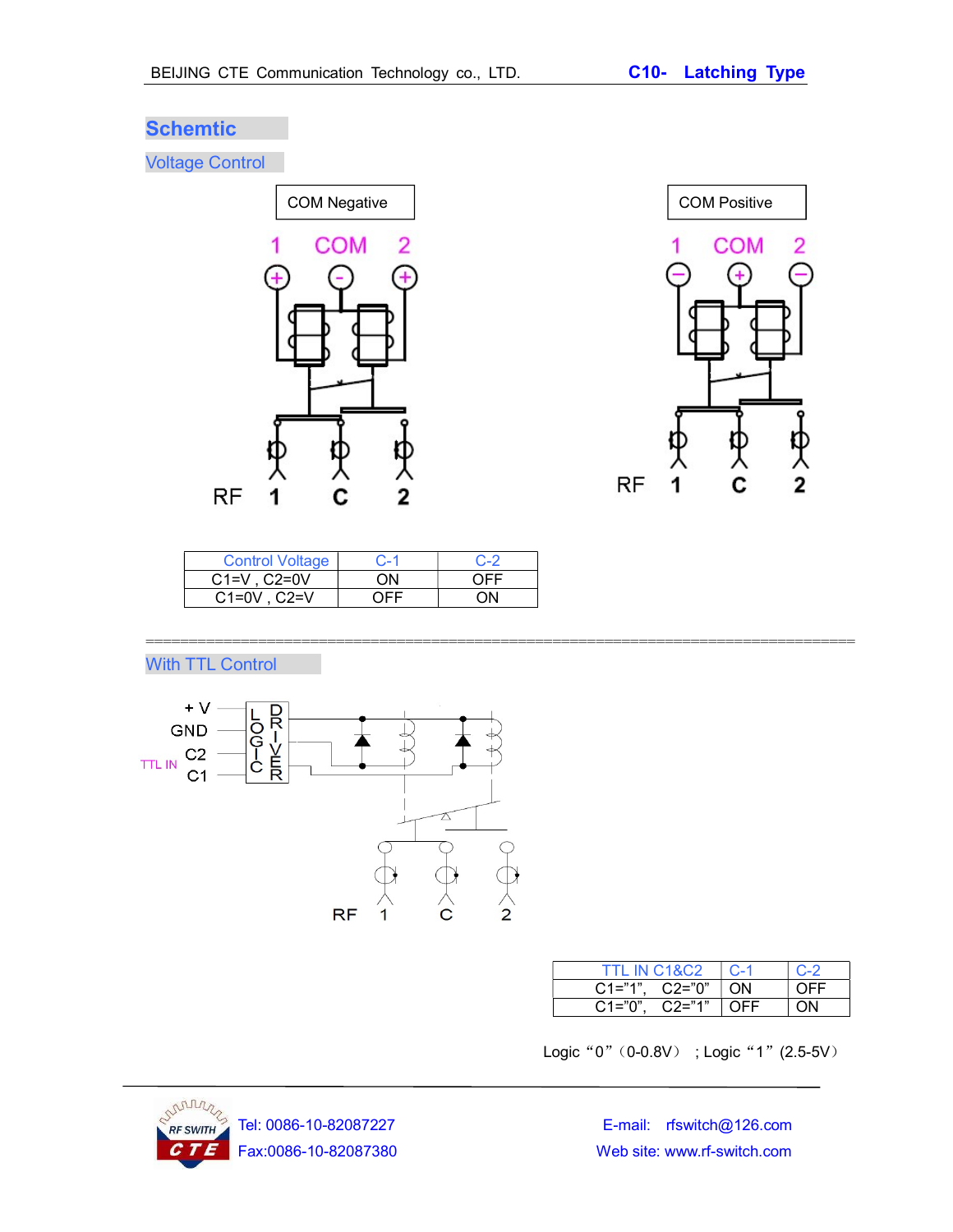## Schemtic

### Voltage Control

COM Negative

1 COM 2

RF 1 C 2

COM Positive

1 COM 2

RF 1 C 2

| Control Voltage | C-1 | C-2 |
|---|---|---|
| C1=V , C2=0V | ON | OFF |
| C1=0V , C2=V | OFF | ON |

### With TTL Control

+V

GND

C2

C1

TTL IN

LOGIC DRIVER

RF 1 C 2

| TTL IN C1&C2 | C-1 | C-2 |
|---|---|---|
| C1="1", C2="0" | ON | OFF |
| C1="0", C2="1" | OFF | ON |

Logic "0" (0-0.8V) ; Logic "1" (2.5-5V)

RF SWITH CTE

Tel: 0086-10-82087227

Fax:0086-10-82087380

E-mail: rfswitch@126.com

Web site: www.rf-switch.com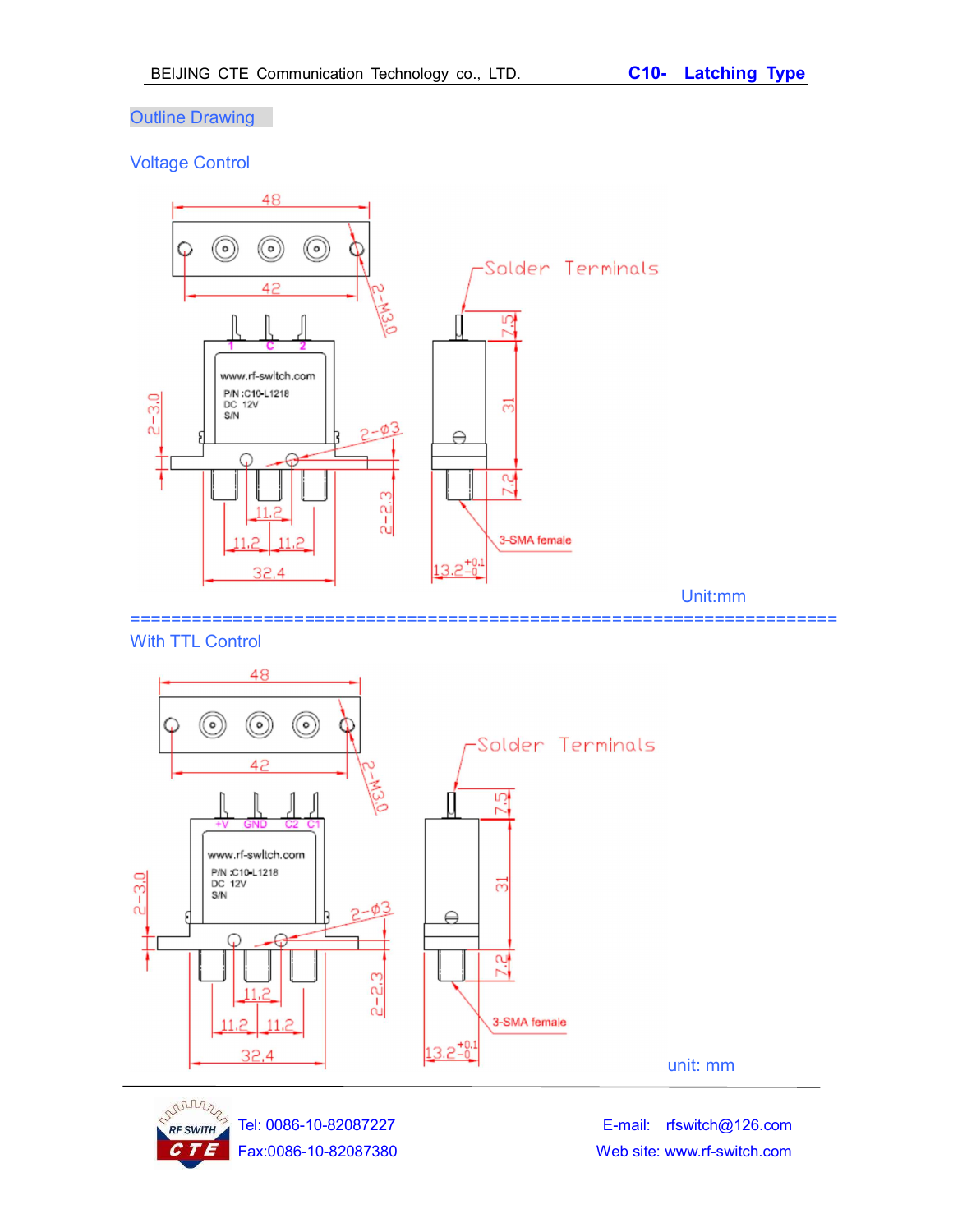## Outline Drawing

### Voltage Control

48

42

2-M3.0

Solder Terminals

1 C 2

www.rf-switch.com

P/N :C10-L1218

DC 12V

S/N

2-3.0

2-Φ3

7.5

31

7.2

2-2.3

11.2

11.2 11.2

32.4

3-SMA female

$13.2^{+0.1}_{-0}$

Unit:mm

==================================================================

### With TTL Control

48

42

2-M3.0

Solder Terminals

+V GND C2 C1

www.rf-switch.com

P/N :C10-L1218

DC 12V

S/N

2-3.0

2-Φ3

7.5

31

7.2

2-2.3

11.2

11.2 11.2

32.4

3-SMA female

$13.2^{+0.1}_{-0}$

unit: mm

Tel: 0086-10-82087227

Fax:0086-10-82087380

E-mail: rfswitch@126.com

Web site: www.rf-switch.com